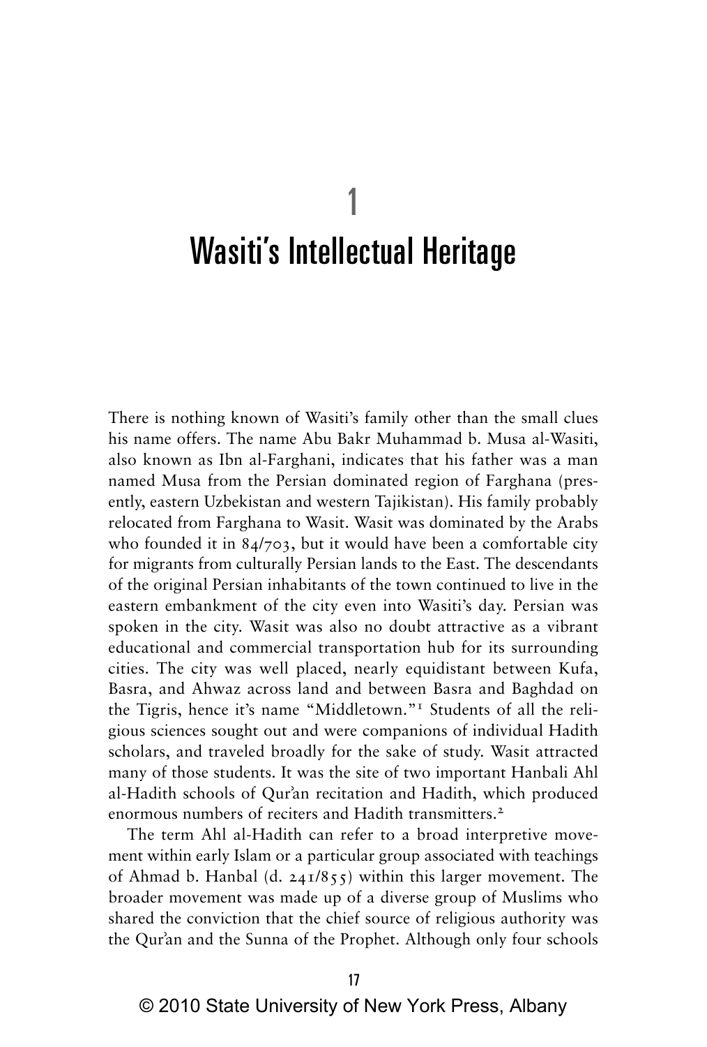# 1
# Wasiti's Intellectual Heritage

There is nothing known of Wasiti's family other than the small clues his name offers. The name Abu Bakr Muhammad b. Musa al-Wasiti, also known as Ibn al-Farghani, indicates that his father was a man named Musa from the Persian dominated region of Farghana (presently, eastern Uzbekistan and western Tajikistan). His family probably relocated from Farghana to Wasit. Wasit was dominated by the Arabs who founded it in 84/703, but it would have been a comfortable city for migrants from culturally Persian lands to the East. The descendants of the original Persian inhabitants of the town continued to live in the eastern embankment of the city even into Wasiti's day. Persian was spoken in the city. Wasit was also no doubt attractive as a vibrant educational and commercial transportation hub for its surrounding cities. The city was well placed, nearly equidistant between Kufa, Basra, and Ahwaz across land and between Basra and Baghdad on the Tigris, hence it's name "Middletown."[1] Students of all the religious sciences sought out and were companions of individual Hadith scholars, and traveled broadly for the sake of study. Wasit attracted many of those students. It was the site of two important Hanbali Ahl al-Hadith schools of Qur'an recitation and Hadith, which produced enormous numbers of reciters and Hadith transmitters.[2]

The term Ahl al-Hadith can refer to a broad interpretive movement within early Islam or a particular group associated with teachings of Ahmad b. Hanbal (d. 241/855) within this larger movement. The broader movement was made up of a diverse group of Muslims who shared the conviction that the chief source of religious authority was the Qur'an and the Sunna of the Prophet. Although only four schools

© 2010 State University of New York Press, Albany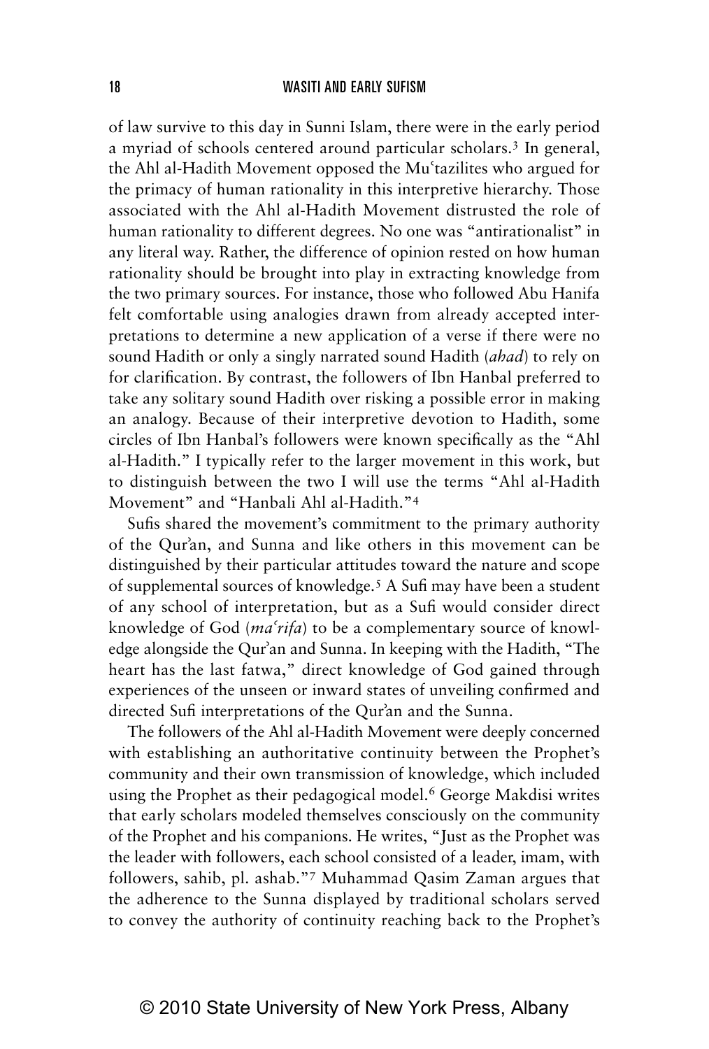of law survive to this day in Sunni Islam, there were in the early period a myriad of schools centered around particular scholars.[3] In general, the Ahl al-Hadith Movement opposed the Muʿtazilites who argued for the primacy of human rationality in this interpretive hierarchy. Those associated with the Ahl al-Hadith Movement distrusted the role of human rationality to different degrees. No one was "antirationalist" in any literal way. Rather, the difference of opinion rested on how human rationality should be brought into play in extracting knowledge from the two primary sources. For instance, those who followed Abu Hanifa felt comfortable using analogies drawn from already accepted interpretations to determine a new application of a verse if there were no sound Hadith or only a singly narrated sound Hadith (*ahad*) to rely on for clarification. By contrast, the followers of Ibn Hanbal preferred to take any solitary sound Hadith over risking a possible error in making an analogy. Because of their interpretive devotion to Hadith, some circles of Ibn Hanbal's followers were known specifically as the "Ahl al-Hadith." I typically refer to the larger movement in this work, but to distinguish between the two I will use the terms "Ahl al-Hadith Movement" and "Hanbali Ahl al-Hadith."[4]

Sufis shared the movement's commitment to the primary authority of the Qurʾan, and Sunna and like others in this movement can be distinguished by their particular attitudes toward the nature and scope of supplemental sources of knowledge.[5] A Sufi may have been a student of any school of interpretation, but as a Sufi would consider direct knowledge of God (*maʿrifa*) to be a complementary source of knowledge alongside the Qurʾan and Sunna. In keeping with the Hadith, "The heart has the last fatwa," direct knowledge of God gained through experiences of the unseen or inward states of unveiling confirmed and directed Sufi interpretations of the Qurʾan and the Sunna.

The followers of the Ahl al-Hadith Movement were deeply concerned with establishing an authoritative continuity between the Prophet's community and their own transmission of knowledge, which included using the Prophet as their pedagogical model.[6] George Makdisi writes that early scholars modeled themselves consciously on the community of the Prophet and his companions. He writes, "Just as the Prophet was the leader with followers, each school consisted of a leader, imam, with followers, sahib, pl. ashab."[7] Muhammad Qasim Zaman argues that the adherence to the Sunna displayed by traditional scholars served to convey the authority of continuity reaching back to the Prophet's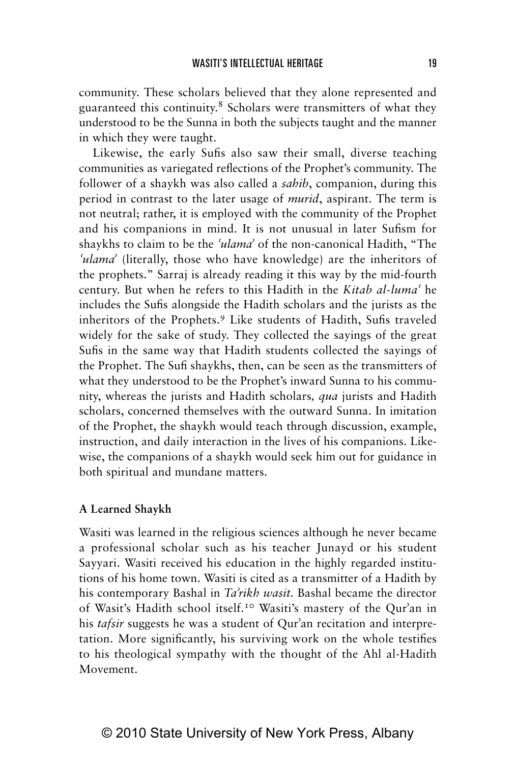community. These scholars believed that they alone represented and guaranteed this continuity.[8] Scholars were transmitters of what they understood to be the Sunna in both the subjects taught and the manner in which they were taught.

Likewise, the early Sufis also saw their small, diverse teaching communities as variegated reflections of the Prophet's community. The follower of a shaykh was also called a *sahib*, companion, during this period in contrast to the later usage of *murid*, aspirant. The term is not neutral; rather, it is employed with the community of the Prophet and his companions in mind. It is not unusual in later Sufism for shaykhs to claim to be the *ʿulamaʾ* of the non-canonical Hadith, "The *ʿulamaʾ* (literally, those who have knowledge) are the inheritors of the prophets." Sarraj is already reading it this way by the mid-fourth century. But when he refers to this Hadith in the *Kitab al-lumaʿ* he includes the Sufis alongside the Hadith scholars and the jurists as the inheritors of the Prophets.[9] Like students of Hadith, Sufis traveled widely for the sake of study. They collected the sayings of the great Sufis in the same way that Hadith students collected the sayings of the Prophet. The Sufi shaykhs, then, can be seen as the transmitters of what they understood to be the Prophet's inward Sunna to his community, whereas the jurists and Hadith scholars, *qua* jurists and Hadith scholars, concerned themselves with the outward Sunna. In imitation of the Prophet, the shaykh would teach through discussion, example, instruction, and daily interaction in the lives of his companions. Likewise, the companions of a shaykh would seek him out for guidance in both spiritual and mundane matters.

**A Learned Shaykh**

Wasiti was learned in the religious sciences although he never became a professional scholar such as his teacher Junayd or his student Sayyari. Wasiti received his education in the highly regarded institutions of his home town. Wasiti is cited as a transmitter of a Hadith by his contemporary Bashal in *Taʾrikh wasit*. Bashal became the director of Wasit's Hadith school itself.[10] Wasiti's mastery of the Qurʾan in his *tafsir* suggests he was a student of Qurʾan recitation and interpretation. More significantly, his surviving work on the whole testifies to his theological sympathy with the thought of the Ahl al-Hadith Movement.

© 2010 State University of New York Press, Albany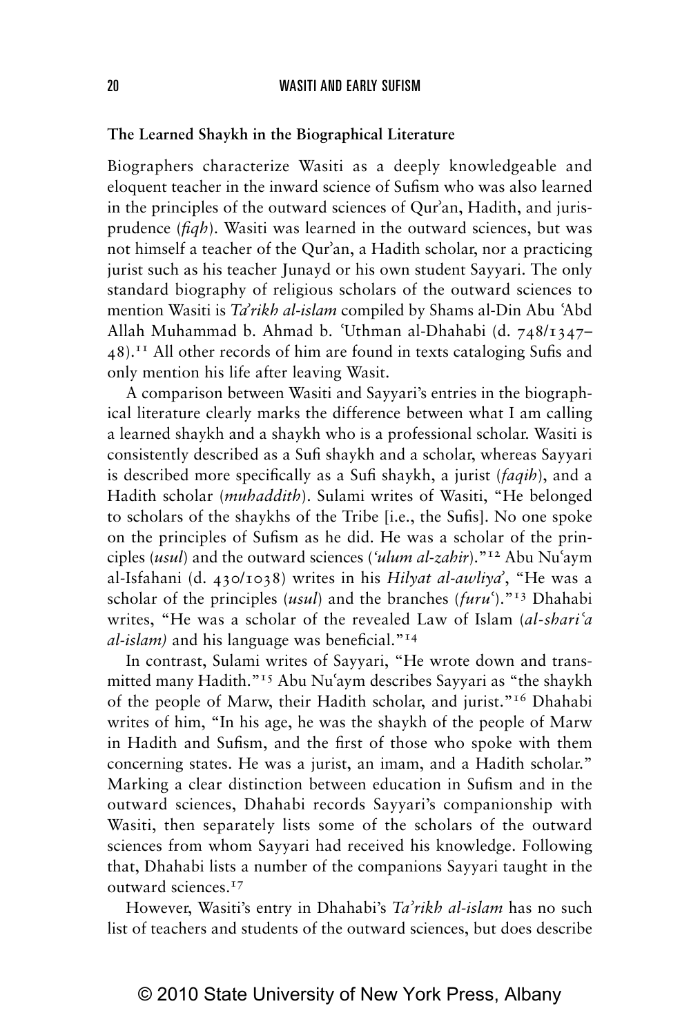**The Learned Shaykh in the Biographical Literature**

Biographers characterize Wasiti as a deeply knowledgeable and eloquent teacher in the inward science of Sufism who was also learned in the principles of the outward sciences of Qurʾan, Hadith, and jurisprudence (*fiqh*). Wasiti was learned in the outward sciences, but was not himself a teacher of the Qurʾan, a Hadith scholar, nor a practicing jurist such as his teacher Junayd or his own student Sayyari. The only standard biography of religious scholars of the outward sciences to mention Wasiti is *Taʾrikh al-islam* compiled by Shams al-Din Abu ʿAbd Allah Muhammad b. Ahmad b. ʿUthman al-Dhahabi (d. 748/1347–48).[11] All other records of him are found in texts cataloging Sufis and only mention his life after leaving Wasit.

A comparison between Wasiti and Sayyari's entries in the biographical literature clearly marks the difference between what I am calling a learned shaykh and a shaykh who is a professional scholar. Wasiti is consistently described as a Sufi shaykh and a scholar, whereas Sayyari is described more specifically as a Sufi shaykh, a jurist (*faqih*), and a Hadith scholar (*muhaddith*). Sulami writes of Wasiti, "He belonged to scholars of the shaykhs of the Tribe [i.e., the Sufis]. No one spoke on the principles of Sufism as he did. He was a scholar of the principles (*usul*) and the outward sciences (*ʿulum al-zahir*)."[12] Abu Nuʿaym al-Isfahani (d. 430/1038) writes in his *Hilyat al-awliyaʾ*, "He was a scholar of the principles (*usul*) and the branches (*furuʿ*)."[13] Dhahabi writes, "He was a scholar of the revealed Law of Islam (*al-shariʿa al-islam)* and his language was beneficial."[14]

In contrast, Sulami writes of Sayyari, "He wrote down and transmitted many Hadith."[15] Abu Nuʿaym describes Sayyari as "the shaykh of the people of Marw, their Hadith scholar, and jurist."[16] Dhahabi writes of him, "In his age, he was the shaykh of the people of Marw in Hadith and Sufism, and the first of those who spoke with them concerning states. He was a jurist, an imam, and a Hadith scholar." Marking a clear distinction between education in Sufism and in the outward sciences, Dhahabi records Sayyari's companionship with Wasiti, then separately lists some of the scholars of the outward sciences from whom Sayyari had received his knowledge. Following that, Dhahabi lists a number of the companions Sayyari taught in the outward sciences.[17]

However, Wasiti's entry in Dhahabi's *Taʾrikh al-islam* has no such list of teachers and students of the outward sciences, but does describe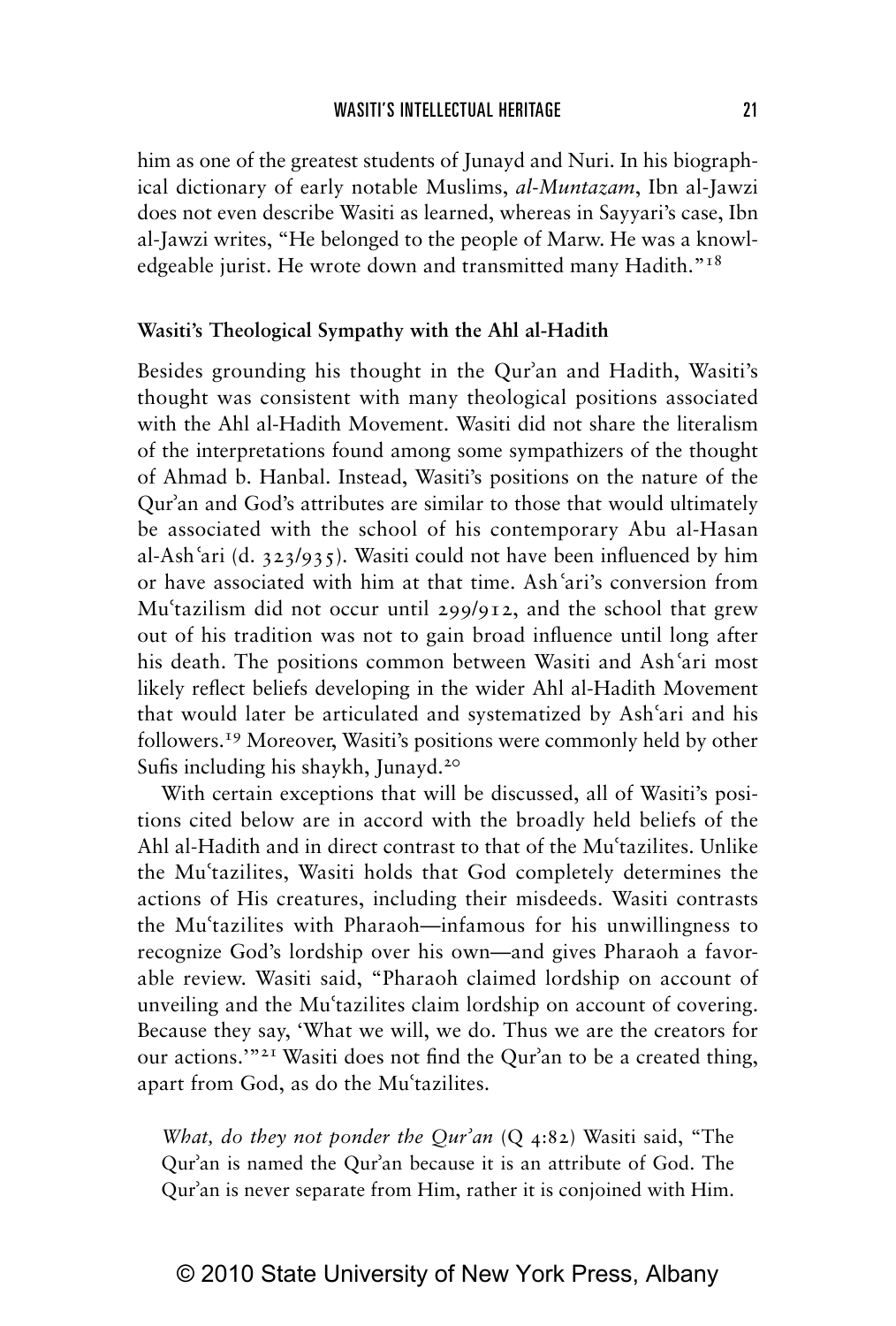him as one of the greatest students of Junayd and Nuri. In his biographical dictionary of early notable Muslims, *al-Muntazam*, Ibn al-Jawzi does not even describe Wasiti as learned, whereas in Sayyari's case, Ibn al-Jawzi writes, "He belonged to the people of Marw. He was a knowledgeable jurist. He wrote down and transmitted many Hadith."[18]

**Wasiti's Theological Sympathy with the Ahl al-Hadith**

Besides grounding his thought in the Qurʾan and Hadith, Wasiti's thought was consistent with many theological positions associated with the Ahl al-Hadith Movement. Wasiti did not share the literalism of the interpretations found among some sympathizers of the thought of Ahmad b. Hanbal. Instead, Wasiti's positions on the nature of the Qurʾan and God's attributes are similar to those that would ultimately be associated with the school of his contemporary Abu al-Hasan al-Ashʿari (d. 323/935). Wasiti could not have been influenced by him or have associated with him at that time. Ashʿari's conversion from Muʿtazilism did not occur until 299/912, and the school that grew out of his tradition was not to gain broad influence until long after his death. The positions common between Wasiti and Ashʿari most likely reflect beliefs developing in the wider Ahl al-Hadith Movement that would later be articulated and systematized by Ashʿari and his followers.[19] Moreover, Wasiti's positions were commonly held by other Sufis including his shaykh, Junayd.[20]

With certain exceptions that will be discussed, all of Wasiti's positions cited below are in accord with the broadly held beliefs of the Ahl al-Hadith and in direct contrast to that of the Muʿtazilites. Unlike the Muʿtazilites, Wasiti holds that God completely determines the actions of His creatures, including their misdeeds. Wasiti contrasts the Muʿtazilites with Pharaoh—infamous for his unwillingness to recognize God's lordship over his own—and gives Pharaoh a favorable review. Wasiti said, "Pharaoh claimed lordship on account of unveiling and the Muʿtazilites claim lordship on account of covering. Because they say, 'What we will, we do. Thus we are the creators for our actions.'"[21] Wasiti does not find the Qurʾan to be a created thing, apart from God, as do the Muʿtazilites.

> *What, do they not ponder the Qurʾan* (Q 4:82) Wasiti said, "The Qurʾan is named the Qurʾan because it is an attribute of God. The Qurʾan is never separate from Him, rather it is conjoined with Him.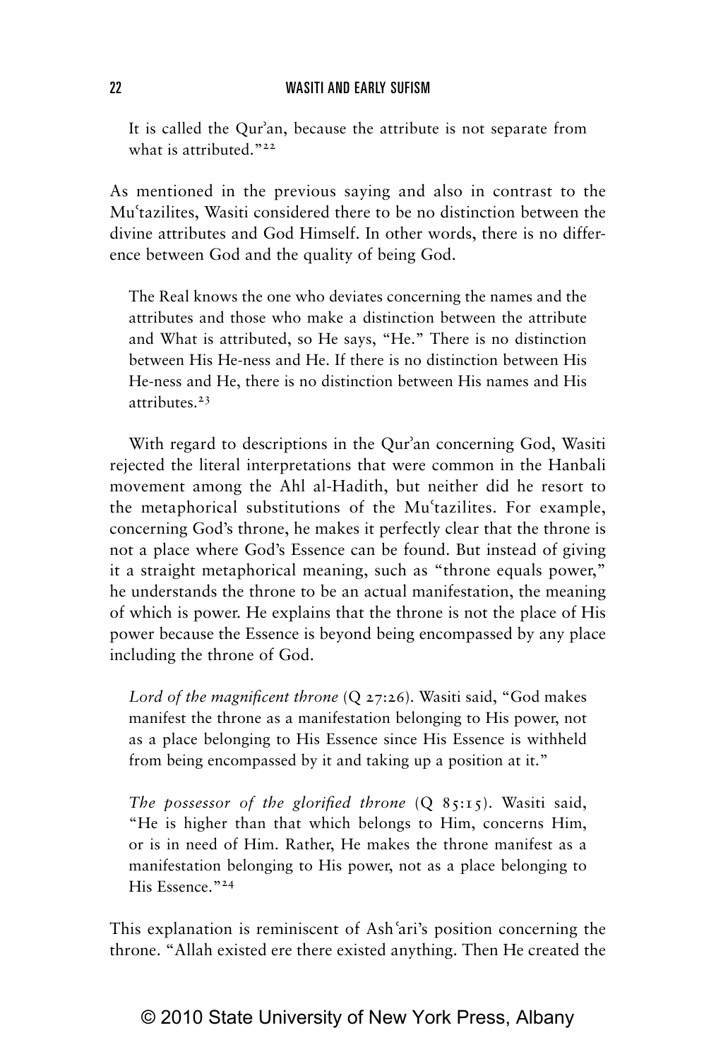It is called the Qurʾan, because the attribute is not separate from what is attributed."[22]

As mentioned in the previous saying and also in contrast to the Muʿtazilites, Wasiti considered there to be no distinction between the divine attributes and God Himself. In other words, there is no difference between God and the quality of being God.

> The Real knows the one who deviates concerning the names and the attributes and those who make a distinction between the attribute and What is attributed, so He says, "He." There is no distinction between His He-ness and He. If there is no distinction between His He-ness and He, there is no distinction between His names and His attributes.[23]

With regard to descriptions in the Qurʾan concerning God, Wasiti rejected the literal interpretations that were common in the Hanbali movement among the Ahl al-Hadith, but neither did he resort to the metaphorical substitutions of the Muʿtazilites. For example, concerning God's throne, he makes it perfectly clear that the throne is not a place where God's Essence can be found. But instead of giving it a straight metaphorical meaning, such as "throne equals power," he understands the throne to be an actual manifestation, the meaning of which is power. He explains that the throne is not the place of His power because the Essence is beyond being encompassed by any place including the throne of God.

> *Lord of the magnificent throne* (Q 27:26). Wasiti said, "God makes manifest the throne as a manifestation belonging to His power, not as a place belonging to His Essence since His Essence is withheld from being encompassed by it and taking up a position at it."
>
> *The possessor of the glorified throne* (Q 85:15). Wasiti said, "He is higher than that which belongs to Him, concerns Him, or is in need of Him. Rather, He makes the throne manifest as a manifestation belonging to His power, not as a place belonging to His Essence."[24]

This explanation is reminiscent of Ashʿari's position concerning the throne. "Allah existed ere there existed anything. Then He created the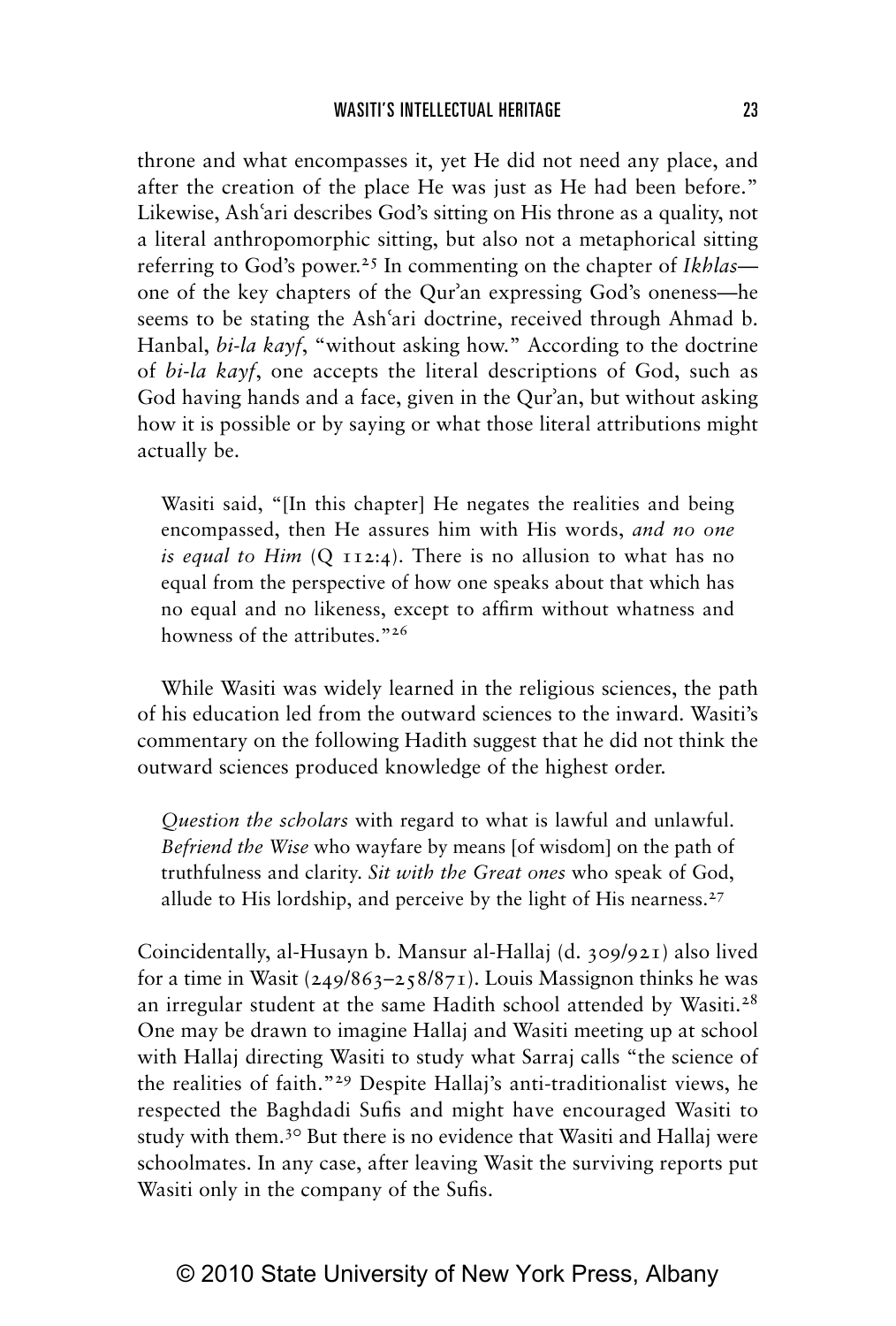throne and what encompasses it, yet He did not need any place, and after the creation of the place He was just as He had been before." Likewise, Ashʿari describes God's sitting on His throne as a quality, not a literal anthropomorphic sitting, but also not a metaphorical sitting referring to God's power.[25] In commenting on the chapter of *Ikhlas*—one of the key chapters of the Qurʾan expressing God's oneness—he seems to be stating the Ashʿari doctrine, received through Ahmad b. Hanbal, *bi-la kayf*, "without asking how." According to the doctrine of *bi-la kayf*, one accepts the literal descriptions of God, such as God having hands and a face, given in the Qurʾan, but without asking how it is possible or by saying or what those literal attributions might actually be.

> Wasiti said, "[In this chapter] He negates the realities and being encompassed, then He assures him with His words, *and no one is equal to Him* (Q 112:4). There is no allusion to what has no equal from the perspective of how one speaks about that which has no equal and no likeness, except to affirm without whatness and howness of the attributes."[26]

While Wasiti was widely learned in the religious sciences, the path of his education led from the outward sciences to the inward. Wasiti's commentary on the following Hadith suggest that he did not think the outward sciences produced knowledge of the highest order.

> *Question the scholars* with regard to what is lawful and unlawful. *Befriend the Wise* who wayfare by means [of wisdom] on the path of truthfulness and clarity. *Sit with the Great ones* who speak of God, allude to His lordship, and perceive by the light of His nearness.[27]

Coincidentally, al-Husayn b. Mansur al-Hallaj (d. 309/921) also lived for a time in Wasit (249/863–258/871). Louis Massignon thinks he was an irregular student at the same Hadith school attended by Wasiti.[28] One may be drawn to imagine Hallaj and Wasiti meeting up at school with Hallaj directing Wasiti to study what Sarraj calls "the science of the realities of faith."[29] Despite Hallaj's anti-traditionalist views, he respected the Baghdadi Sufis and might have encouraged Wasiti to study with them.[30] But there is no evidence that Wasiti and Hallaj were schoolmates. In any case, after leaving Wasit the surviving reports put Wasiti only in the company of the Sufis.